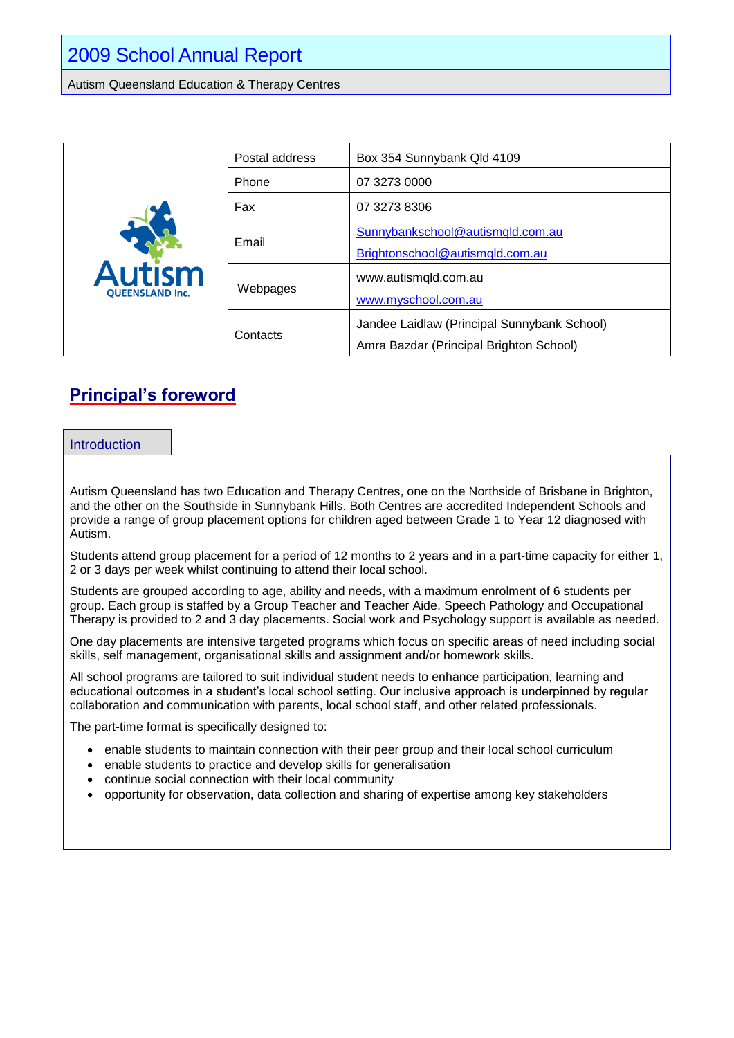# 2009 School Annual Report

Autism Queensland Education & Therapy Centres

| | | |
|---|---|---|
| Autism QUEENSLAND Inc. | Postal address | Box 354 Sunnybank Qld 4109 |
| | Phone | 07 3273 0000 |
| | Fax | 07 3273 8306 |
| | Email | Sunnybankschool@autismqld.com.au<br>Brightonschool@autismqld.com.au |
| | Webpages | www.autismqld.com.au<br>www.myschool.com.au |
| | Contacts | Jandee Laidlaw (Principal Sunnybank School)<br>Amra Bazdar (Principal Brighton School) |

## Principal's foreword

### Introduction

Autism Queensland has two Education and Therapy Centres, one on the Northside of Brisbane in Brighton, and the other on the Southside in Sunnybank Hills. Both Centres are accredited Independent Schools and provide a range of group placement options for children aged between Grade 1 to Year 12 diagnosed with Autism.

Students attend group placement for a period of 12 months to 2 years and in a part-time capacity for either 1, 2 or 3 days per week whilst continuing to attend their local school.

Students are grouped according to age, ability and needs, with a maximum enrolment of 6 students per group. Each group is staffed by a Group Teacher and Teacher Aide. Speech Pathology and Occupational Therapy is provided to 2 and 3 day placements. Social work and Psychology support is available as needed.

One day placements are intensive targeted programs which focus on specific areas of need including social skills, self management, organisational skills and assignment and/or homework skills.

All school programs are tailored to suit individual student needs to enhance participation, learning and educational outcomes in a student's local school setting. Our inclusive approach is underpinned by regular collaboration and communication with parents, local school staff, and other related professionals.

The part-time format is specifically designed to:

- enable students to maintain connection with their peer group and their local school curriculum
- enable students to practice and develop skills for generalisation
- continue social connection with their local community
- opportunity for observation, data collection and sharing of expertise among key stakeholders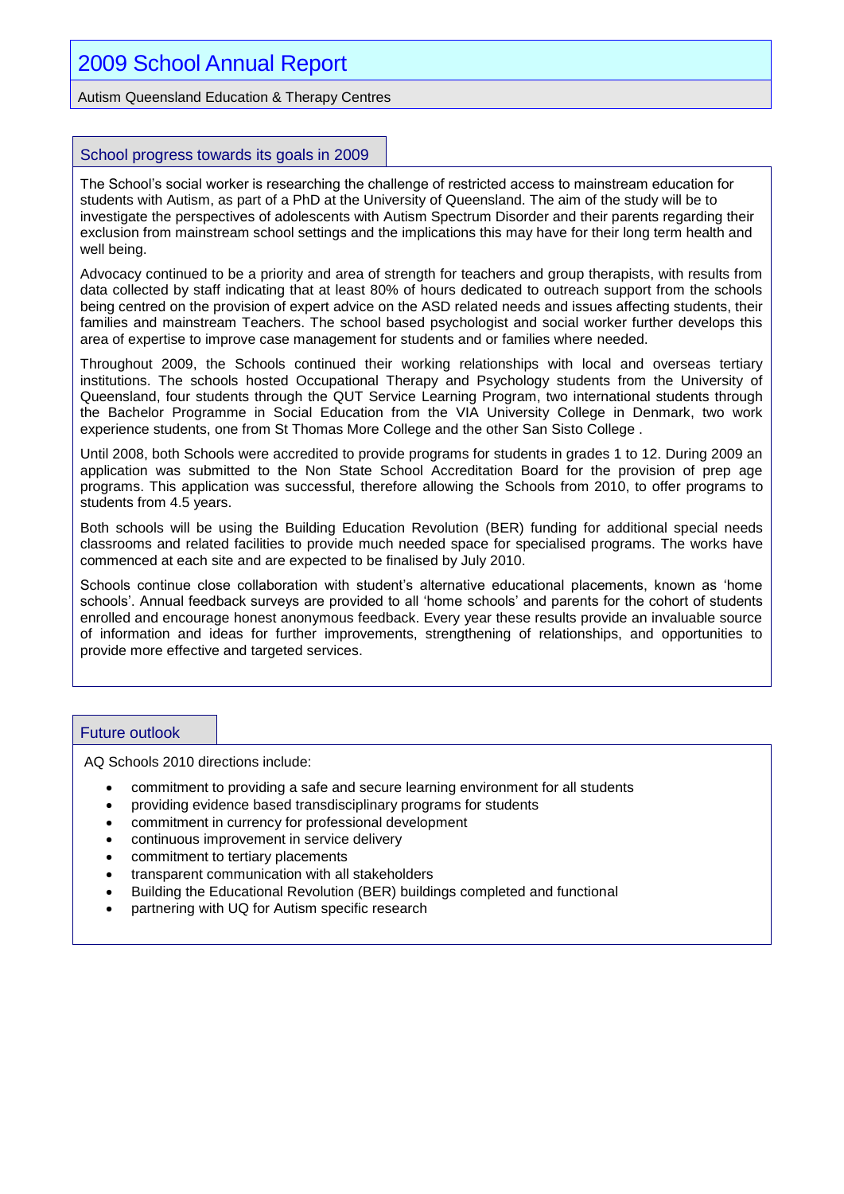# 2009 School Annual Report

Autism Queensland Education & Therapy Centres

## School progress towards its goals in 2009

The School's social worker is researching the challenge of restricted access to mainstream education for students with Autism, as part of a PhD at the University of Queensland. The aim of the study will be to investigate the perspectives of adolescents with Autism Spectrum Disorder and their parents regarding their exclusion from mainstream school settings and the implications this may have for their long term health and well being.

Advocacy continued to be a priority and area of strength for teachers and group therapists, with results from data collected by staff indicating that at least 80% of hours dedicated to outreach support from the schools being centred on the provision of expert advice on the ASD related needs and issues affecting students, their families and mainstream Teachers. The school based psychologist and social worker further develops this area of expertise to improve case management for students and or families where needed.

Throughout 2009, the Schools continued their working relationships with local and overseas tertiary institutions. The schools hosted Occupational Therapy and Psychology students from the University of Queensland, four students through the QUT Service Learning Program, two international students through the Bachelor Programme in Social Education from the VIA University College in Denmark, two work experience students, one from St Thomas More College and the other San Sisto College .

Until 2008, both Schools were accredited to provide programs for students in grades 1 to 12. During 2009 an application was submitted to the Non State School Accreditation Board for the provision of prep age programs. This application was successful, therefore allowing the Schools from 2010, to offer programs to students from 4.5 years.

Both schools will be using the Building Education Revolution (BER) funding for additional special needs classrooms and related facilities to provide much needed space for specialised programs. The works have commenced at each site and are expected to be finalised by July 2010.

Schools continue close collaboration with student's alternative educational placements, known as 'home schools'. Annual feedback surveys are provided to all 'home schools' and parents for the cohort of students enrolled and encourage honest anonymous feedback. Every year these results provide an invaluable source of information and ideas for further improvements, strengthening of relationships, and opportunities to provide more effective and targeted services.

## Future outlook

AQ Schools 2010 directions include:

- commitment to providing a safe and secure learning environment for all students
- providing evidence based transdisciplinary programs for students
- commitment in currency for professional development
- continuous improvement in service delivery
- commitment to tertiary placements
- transparent communication with all stakeholders
- Building the Educational Revolution (BER) buildings completed and functional
- partnering with UQ for Autism specific research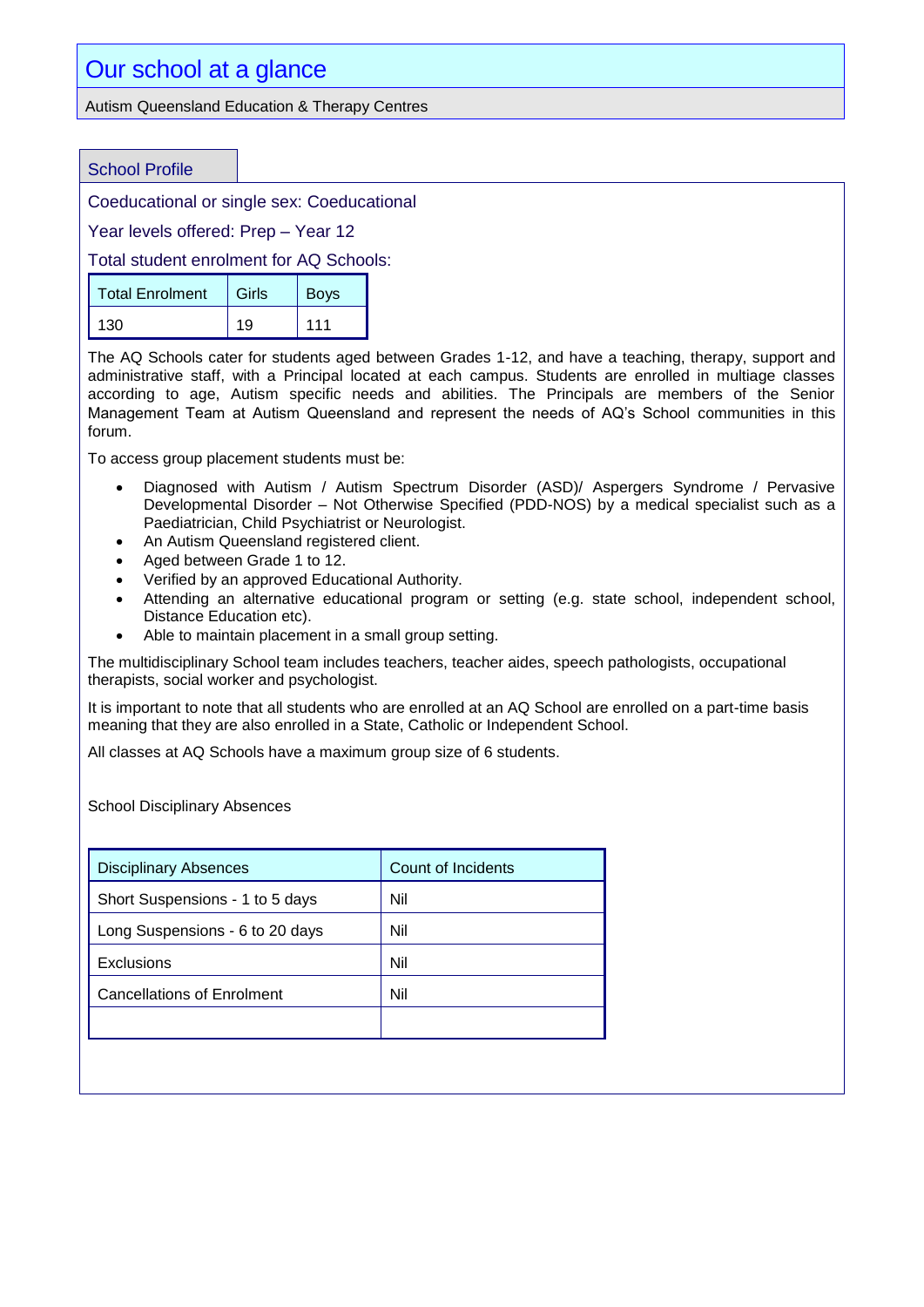# Our school at a glance

Autism Queensland Education & Therapy Centres

## School Profile

Coeducational or single sex: Coeducational

Year levels offered: Prep – Year 12

Total student enrolment for AQ Schools:

| Total Enrolment | Girls | Boys |
|---|---|---|
| 130 | 19 | 111 |

The AQ Schools cater for students aged between Grades 1-12, and have a teaching, therapy, support and administrative staff, with a Principal located at each campus. Students are enrolled in multiage classes according to age, Autism specific needs and abilities. The Principals are members of the Senior Management Team at Autism Queensland and represent the needs of AQ's School communities in this forum.

To access group placement students must be:

- Diagnosed with Autism / Autism Spectrum Disorder (ASD)/ Aspergers Syndrome / Pervasive Developmental Disorder – Not Otherwise Specified (PDD-NOS) by a medical specialist such as a Paediatrician, Child Psychiatrist or Neurologist.
- An Autism Queensland registered client.
- Aged between Grade 1 to 12.
- Verified by an approved Educational Authority.
- Attending an alternative educational program or setting (e.g. state school, independent school, Distance Education etc).
- Able to maintain placement in a small group setting.

The multidisciplinary School team includes teachers, teacher aides, speech pathologists, occupational therapists, social worker and psychologist.

It is important to note that all students who are enrolled at an AQ School are enrolled on a part-time basis meaning that they are also enrolled in a State, Catholic or Independent School.

All classes at AQ Schools have a maximum group size of 6 students.

School Disciplinary Absences

| Disciplinary Absences | Count of Incidents |
|---|---|
| Short Suspensions - 1 to 5 days | Nil |
| Long Suspensions - 6 to 20 days | Nil |
| Exclusions | Nil |
| Cancellations of Enrolment | Nil |
| | |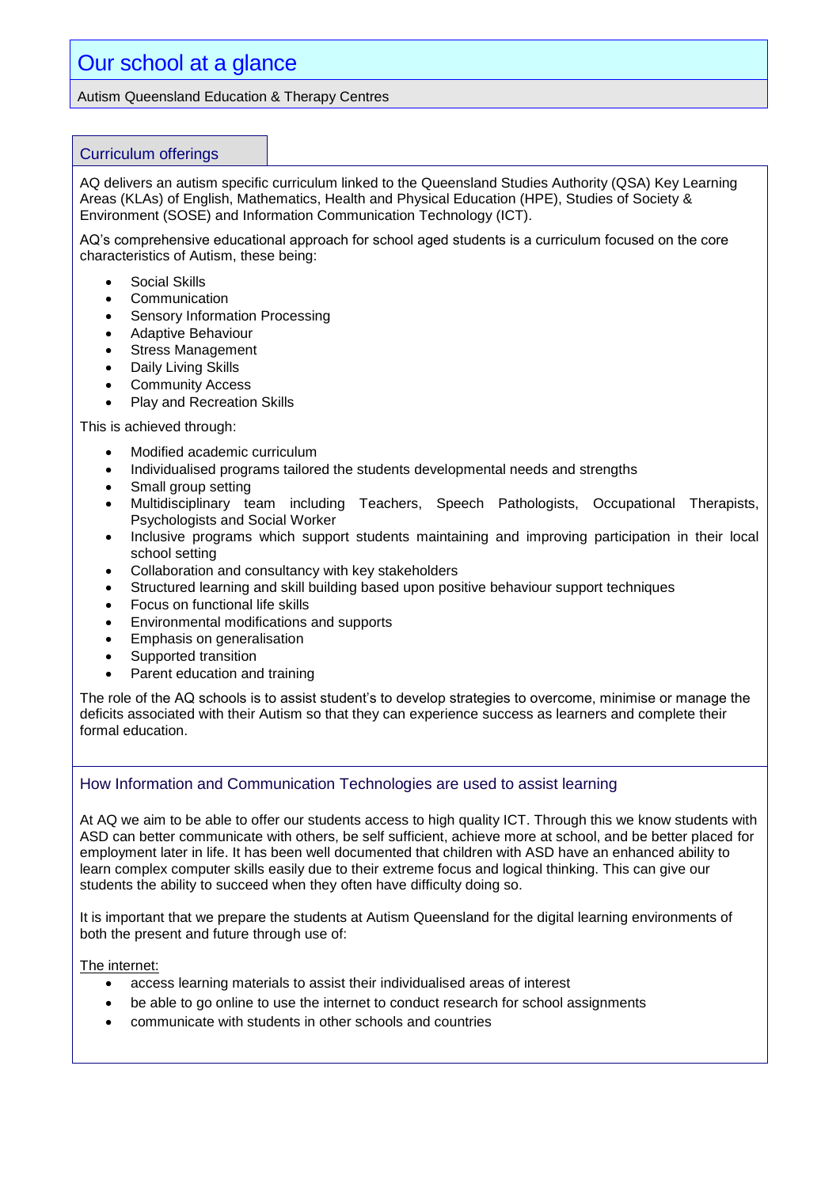# Our school at a glance

Autism Queensland Education & Therapy Centres

## Curriculum offerings

AQ delivers an autism specific curriculum linked to the Queensland Studies Authority (QSA) Key Learning Areas (KLAs) of English, Mathematics, Health and Physical Education (HPE), Studies of Society & Environment (SOSE) and Information Communication Technology (ICT).

AQ's comprehensive educational approach for school aged students is a curriculum focused on the core characteristics of Autism, these being:

- Social Skills
- Communication
- Sensory Information Processing
- Adaptive Behaviour
- Stress Management
- Daily Living Skills
- Community Access
- Play and Recreation Skills

This is achieved through:

- Modified academic curriculum
- Individualised programs tailored the students developmental needs and strengths
- Small group setting
- Multidisciplinary team including Teachers, Speech Pathologists, Occupational Therapists, Psychologists and Social Worker
- Inclusive programs which support students maintaining and improving participation in their local school setting
- Collaboration and consultancy with key stakeholders
- Structured learning and skill building based upon positive behaviour support techniques
- Focus on functional life skills
- Environmental modifications and supports
- Emphasis on generalisation
- Supported transition
- Parent education and training

The role of the AQ schools is to assist student's to develop strategies to overcome, minimise or manage the deficits associated with their Autism so that they can experience success as learners and complete their formal education.

## How Information and Communication Technologies are used to assist learning

At AQ we aim to be able to offer our students access to high quality ICT. Through this we know students with ASD can better communicate with others, be self sufficient, achieve more at school, and be better placed for employment later in life. It has been well documented that children with ASD have an enhanced ability to learn complex computer skills easily due to their extreme focus and logical thinking. This can give our students the ability to succeed when they often have difficulty doing so.

It is important that we prepare the students at Autism Queensland for the digital learning environments of both the present and future through use of:

The internet:

- access learning materials to assist their individualised areas of interest
- be able to go online to use the internet to conduct research for school assignments
- communicate with students in other schools and countries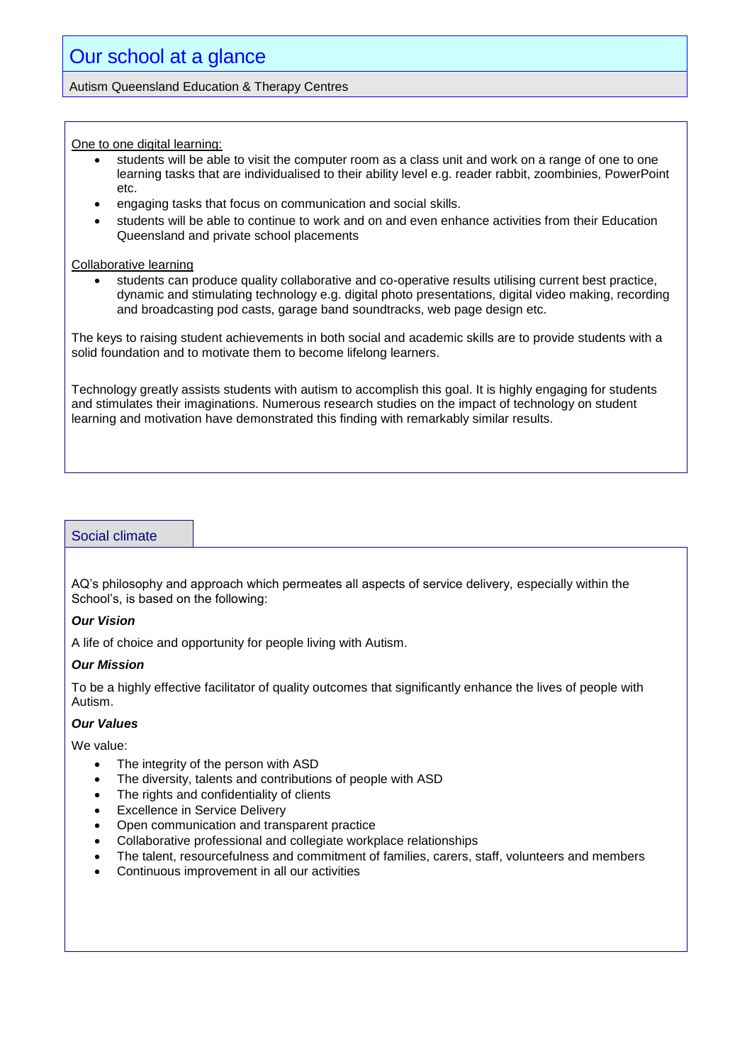## Our school at a glance

Autism Queensland Education & Therapy Centres

One to one digital learning:

- students will be able to visit the computer room as a class unit and work on a range of one to one learning tasks that are individualised to their ability level e.g. reader rabbit, zoombinies, PowerPoint etc.
- engaging tasks that focus on communication and social skills.
- students will be able to continue to work and on and even enhance activities from their Education Queensland and private school placements

Collaborative learning

- students can produce quality collaborative and co-operative results utilising current best practice, dynamic and stimulating technology e.g. digital photo presentations, digital video making, recording and broadcasting pod casts, garage band soundtracks, web page design etc.

The keys to raising student achievements in both social and academic skills are to provide students with a solid foundation and to motivate them to become lifelong learners.

Technology greatly assists students with autism to accomplish this goal. It is highly engaging for students and stimulates their imaginations. Numerous research studies on the impact of technology on student learning and motivation have demonstrated this finding with remarkably similar results.

## Social climate

AQ's philosophy and approach which permeates all aspects of service delivery, especially within the School's, is based on the following:

***Our Vision***

A life of choice and opportunity for people living with Autism.

***Our Mission***

To be a highly effective facilitator of quality outcomes that significantly enhance the lives of people with Autism.

***Our Values***

We value:

- The integrity of the person with ASD
- The diversity, talents and contributions of people with ASD
- The rights and confidentiality of clients
- Excellence in Service Delivery
- Open communication and transparent practice
- Collaborative professional and collegiate workplace relationships
- The talent, resourcefulness and commitment of families, carers, staff, volunteers and members
- Continuous improvement in all our activities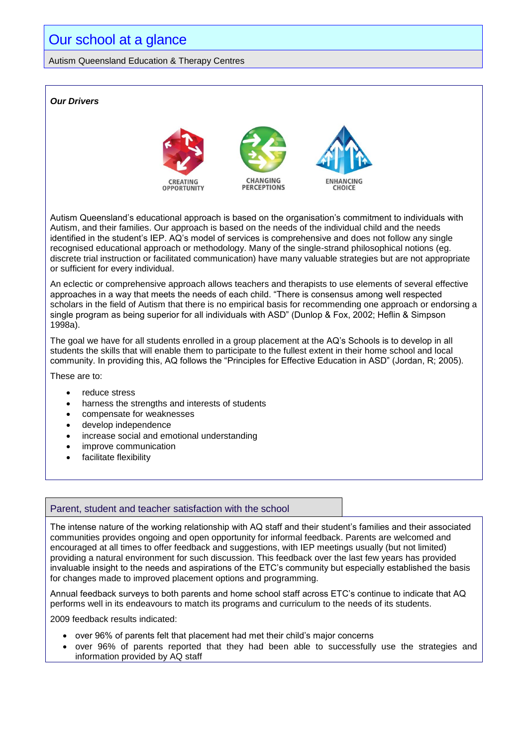# Our school at a glance

Autism Queensland Education & Therapy Centres

***Our Drivers***

CREATING OPPORTUNITY

CHANGING PERCEPTIONS

ENHANCING CHOICE

Autism Queensland's educational approach is based on the organisation's commitment to individuals with Autism, and their families. Our approach is based on the needs of the individual child and the needs identified in the student's IEP. AQ's model of services is comprehensive and does not follow any single recognised educational approach or methodology. Many of the single-strand philosophical notions (eg. discrete trial instruction or facilitated communication) have many valuable strategies but are not appropriate or sufficient for every individual.

An eclectic or comprehensive approach allows teachers and therapists to use elements of several effective approaches in a way that meets the needs of each child. "There is consensus among well respected scholars in the field of Autism that there is no empirical basis for recommending one approach or endorsing a single program as being superior for all individuals with ASD" (Dunlop & Fox, 2002; Heflin & Simpson 1998a).

The goal we have for all students enrolled in a group placement at the AQ's Schools is to develop in all students the skills that will enable them to participate to the fullest extent in their home school and local community. In providing this, AQ follows the "Principles for Effective Education in ASD" (Jordan, R; 2005).

These are to:

- reduce stress
- harness the strengths and interests of students
- compensate for weaknesses
- develop independence
- increase social and emotional understanding
- improve communication
- facilitate flexibility

## Parent, student and teacher satisfaction with the school

The intense nature of the working relationship with AQ staff and their student's families and their associated communities provides ongoing and open opportunity for informal feedback. Parents are welcomed and encouraged at all times to offer feedback and suggestions, with IEP meetings usually (but not limited) providing a natural environment for such discussion. This feedback over the last few years has provided invaluable insight to the needs and aspirations of the ETC's community but especially established the basis for changes made to improved placement options and programming.

Annual feedback surveys to both parents and home school staff across ETC's continue to indicate that AQ performs well in its endeavours to match its programs and curriculum to the needs of its students.

2009 feedback results indicated:

- over 96% of parents felt that placement had met their child's major concerns
- over 96% of parents reported that they had been able to successfully use the strategies and information provided by AQ staff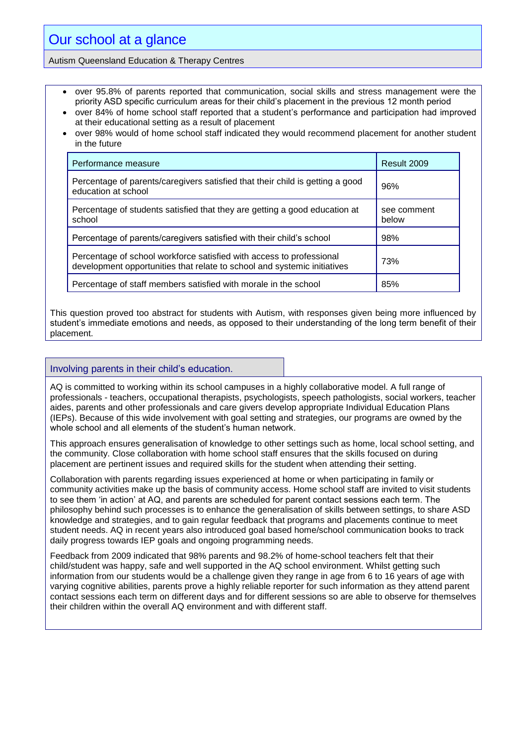## Our school at a glance

Autism Queensland Education & Therapy Centres

- over 95.8% of parents reported that communication, social skills and stress management were the priority ASD specific curriculum areas for their child's placement in the previous 12 month period
- over 84% of home school staff reported that a student's performance and participation had improved at their educational setting as a result of placement
- over 98% would of home school staff indicated they would recommend placement for another student in the future

| Performance measure | Result 2009 |
|---|---|
| Percentage of parents/caregivers satisfied that their child is getting a good education at school | 96% |
| Percentage of students satisfied that they are getting a good education at school | see comment below |
| Percentage of parents/caregivers satisfied with their child's school | 98% |
| Percentage of school workforce satisfied with access to professional development opportunities that relate to school and systemic initiatives | 73% |
| Percentage of staff members satisfied with morale in the school | 85% |

This question proved too abstract for students with Autism, with responses given being more influenced by student's immediate emotions and needs, as opposed to their understanding of the long term benefit of their placement.

### Involving parents in their child's education.

AQ is committed to working within its school campuses in a highly collaborative model. A full range of professionals - teachers, occupational therapists, psychologists, speech pathologists, social workers, teacher aides, parents and other professionals and care givers develop appropriate Individual Education Plans (IEPs). Because of this wide involvement with goal setting and strategies, our programs are owned by the whole school and all elements of the student's human network.

This approach ensures generalisation of knowledge to other settings such as home, local school setting, and the community. Close collaboration with home school staff ensures that the skills focused on during placement are pertinent issues and required skills for the student when attending their setting.

Collaboration with parents regarding issues experienced at home or when participating in family or community activities make up the basis of community access. Home school staff are invited to visit students to see them 'in action' at AQ, and parents are scheduled for parent contact sessions each term. The philosophy behind such processes is to enhance the generalisation of skills between settings, to share ASD knowledge and strategies, and to gain regular feedback that programs and placements continue to meet student needs. AQ in recent years also introduced goal based home/school communication books to track daily progress towards IEP goals and ongoing programming needs.

Feedback from 2009 indicated that 98% parents and 98.2% of home-school teachers felt that their child/student was happy, safe and well supported in the AQ school environment. Whilst getting such information from our students would be a challenge given they range in age from 6 to 16 years of age with varying cognitive abilities, parents prove a highly reliable reporter for such information as they attend parent contact sessions each term on different days and for different sessions so are able to observe for themselves their children within the overall AQ environment and with different staff.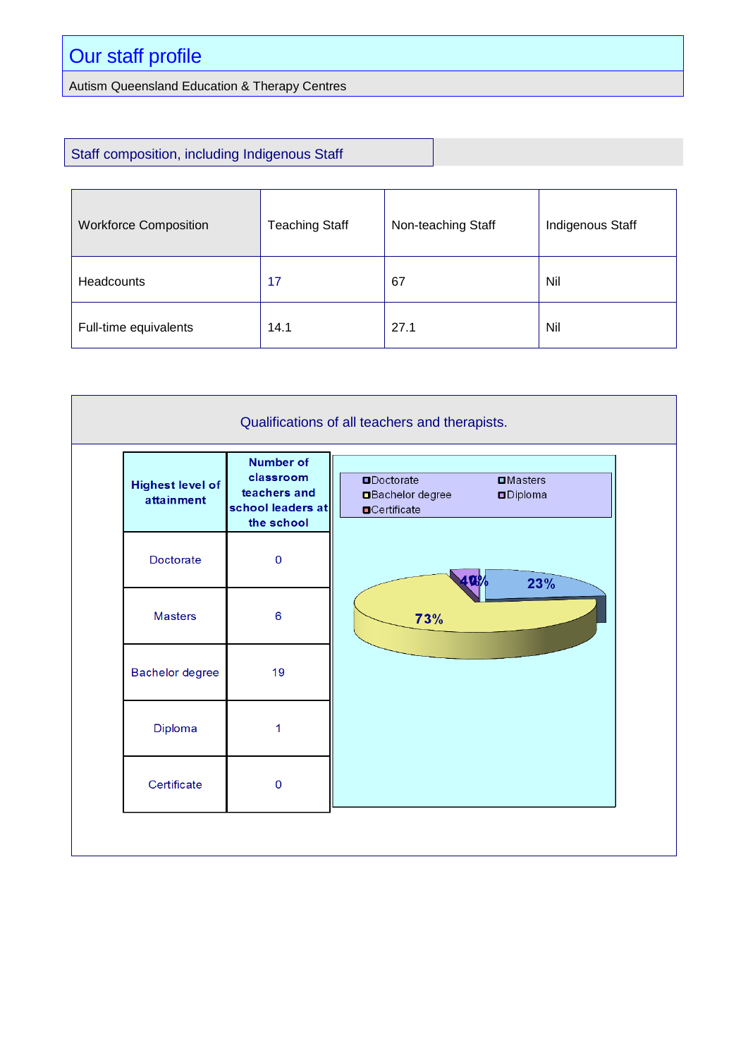# Our staff profile

Autism Queensland Education & Therapy Centres

## Staff composition, including Indigenous Staff

| Workforce Composition | Teaching Staff | Non-teaching Staff | Indigenous Staff |
|---|---|---|---|
| Headcounts | 17 | 67 | Nil |
| Full-time equivalents | 14.1 | 27.1 | Nil |

## Qualifications of all teachers and therapists.

| Highest level of attainment | Number of classroom teachers and school leaders at the school |
|---|---|
| Doctorate | 0 |
| Masters | 6 |
| Bachelor degree | 19 |
| Diploma | 1 |
| Certificate | 0 |

Doctorate, Masters, Bachelor degree, Diploma, Certificate

0%, 23%, 73%, 4%, 0%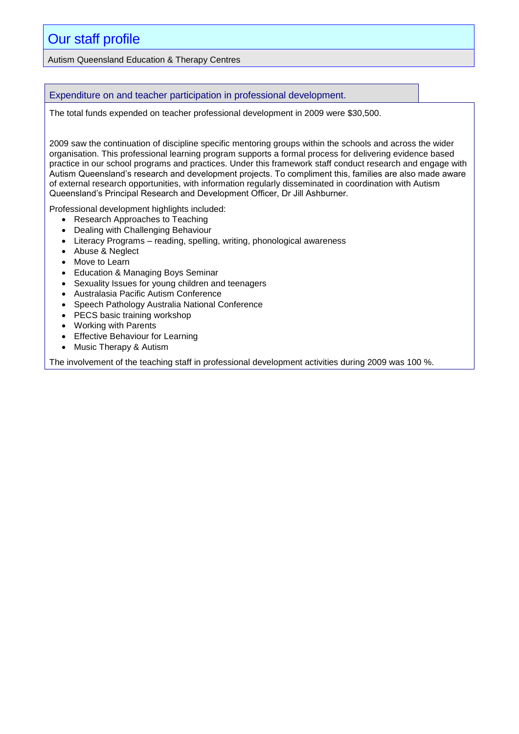# Our staff profile

Autism Queensland Education & Therapy Centres

## Expenditure on and teacher participation in professional development.

The total funds expended on teacher professional development in 2009 were $30,500.

2009 saw the continuation of discipline specific mentoring groups within the schools and across the wider organisation. This professional learning program supports a formal process for delivering evidence based practice in our school programs and practices. Under this framework staff conduct research and engage with Autism Queensland's research and development projects. To compliment this, families are also made aware of external research opportunities, with information regularly disseminated in coordination with Autism Queensland's Principal Research and Development Officer, Dr Jill Ashburner.

Professional development highlights included:

- Research Approaches to Teaching
- Dealing with Challenging Behaviour
- Literacy Programs – reading, spelling, writing, phonological awareness
- Abuse & Neglect
- Move to Learn
- Education & Managing Boys Seminar
- Sexuality Issues for young children and teenagers
- Australasia Pacific Autism Conference
- Speech Pathology Australia National Conference
- PECS basic training workshop
- Working with Parents
- Effective Behaviour for Learning
- Music Therapy & Autism

The involvement of the teaching staff in professional development activities during 2009 was 100 %.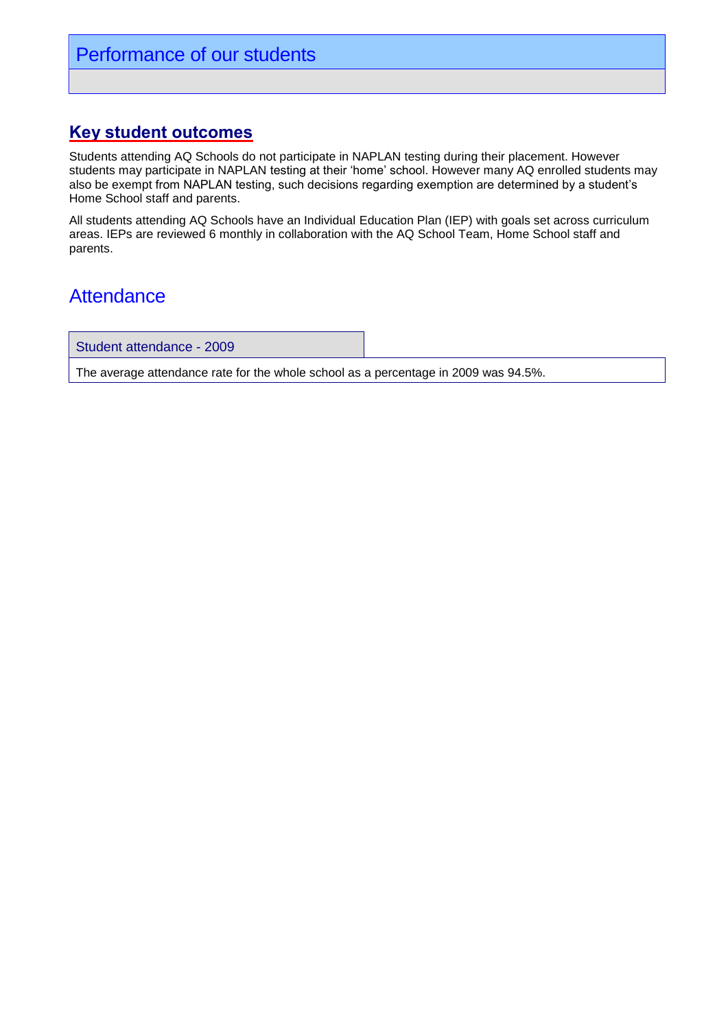# Performance of our students

## Key student outcomes

Students attending AQ Schools do not participate in NAPLAN testing during their placement. However students may participate in NAPLAN testing at their 'home' school. However many AQ enrolled students may also be exempt from NAPLAN testing, such decisions regarding exemption are determined by a student's Home School staff and parents.

All students attending AQ Schools have an Individual Education Plan (IEP) with goals set across curriculum areas. IEPs are reviewed 6 monthly in collaboration with the AQ School Team, Home School staff and parents.

## Attendance

### Student attendance - 2009

The average attendance rate for the whole school as a percentage in 2009 was 94.5%.